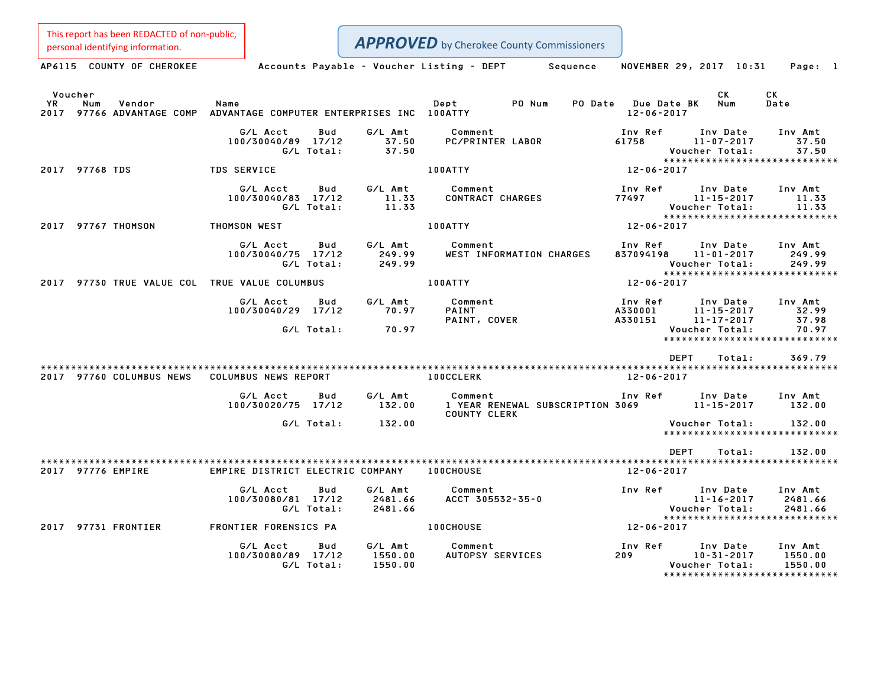This report has been REDACTED of non-public, personal identifying information.

**APPROVED** by Cherokee County Commissioners

AP6115 COUNTY OF CHEROKEE — Accounts Payable - Voucher Listing - DEPT Sequence — NOVEMBER 29, 2017 10:31

| Voucher YR | Num | Vendor | Name | Dept | PO Num | PO Date | Due Date | BK | CK Num | CK Date |
|---|---|---|---|---|---|---|---|---|---|---|
| 2017 | 97766 | ADVANTAGE COMP | ADVANTAGE COMPUTER ENTERPRISES INC | 100ATTY | | | 12-06-2017 | | | |

| G/L Acct | Bud | G/L Amt | Comment | Inv Ref | Inv Date | Inv Amt |
|---|---|---|---|---|---|---|
| 100/30040/89 | 17/12 | 37.50 | PC/PRINTER LABOR | 61758 | 11-07-2017 | 37.50 |
| | G/L Total: | 37.50 | | | Voucher Total: | 37.50 |

| Voucher YR | Num | Vendor | Name | Dept | Due Date |
|---|---|---|---|---|---|
| 2017 | 97768 | TDS | TDS SERVICE | 100ATTY | 12-06-2017 |

| G/L Acct | Bud | G/L Amt | Comment | Inv Ref | Inv Date | Inv Amt |
|---|---|---|---|---|---|---|
| 100/30040/83 | 17/12 | 11.33 | CONTRACT CHARGES | 77497 | 11-15-2017 | 11.33 |
| | G/L Total: | 11.33 | | | Voucher Total: | 11.33 |

| Voucher YR | Num | Vendor | Name | Dept | Due Date |
|---|---|---|---|---|---|
| 2017 | 97767 | THOMSON | THOMSON WEST | 100ATTY | 12-06-2017 |

| G/L Acct | Bud | G/L Amt | Comment | Inv Ref | Inv Date | Inv Amt |
|---|---|---|---|---|---|---|
| 100/30040/75 | 17/12 | 249.99 | WEST INFORMATION CHARGES | 837094198 | 11-01-2017 | 249.99 |
| | G/L Total: | 249.99 | | | Voucher Total: | 249.99 |

| Voucher YR | Num | Vendor | Name | Dept | Due Date |
|---|---|---|---|---|---|
| 2017 | 97730 | TRUE VALUE COL | TRUE VALUE COLUMBUS | 100ATTY | 12-06-2017 |

| G/L Acct | Bud | G/L Amt | Comment | Inv Ref | Inv Date | Inv Amt |
|---|---|---|---|---|---|---|
| 100/30040/29 | 17/12 | 70.97 | PAINT | A330001 | 11-15-2017 | 32.99 |
| | | | PAINT, COVER | A330151 | 11-17-2017 | 37.98 |
| | G/L Total: | 70.97 | | | Voucher Total: | 70.97 |

DEPT Total: 369.79

| Voucher YR | Num | Vendor | Name | Dept | Due Date |
|---|---|---|---|---|---|
| 2017 | 97760 | COLUMBUS NEWS | COLUMBUS NEWS REPORT | 100CCLERK | 12-06-2017 |

| G/L Acct | Bud | G/L Amt | Comment | Inv Ref | Inv Date | Inv Amt |
|---|---|---|---|---|---|---|
| 100/30020/75 | 17/12 | 132.00 | 1 YEAR RENEWAL SUBSCRIPTION COUNTY CLERK | 3069 | 11-15-2017 | 132.00 |
| | G/L Total: | 132.00 | | | Voucher Total: | 132.00 |

DEPT Total: 132.00

| Voucher YR | Num | Vendor | Name | Dept | Due Date |
|---|---|---|---|---|---|
| 2017 | 97776 | EMPIRE | EMPIRE DISTRICT ELECTRIC COMPANY | 100CHOUSE | 12-06-2017 |

| G/L Acct | Bud | G/L Amt | Comment | Inv Ref | Inv Date | Inv Amt |
|---|---|---|---|---|---|---|
| 100/30080/81 | 17/12 | 2481.66 | ACCT 305532-35-0 | | 11-16-2017 | 2481.66 |
| | G/L Total: | 2481.66 | | | Voucher Total: | 2481.66 |

| Voucher YR | Num | Vendor | Name | Dept | Due Date |
|---|---|---|---|---|---|
| 2017 | 97731 | FRONTIER | FRONTIER FORENSICS PA | 100CHOUSE | 12-06-2017 |

| G/L Acct | Bud | G/L Amt | Comment | Inv Ref | Inv Date | Inv Amt |
|---|---|---|---|---|---|---|
| 100/30080/89 | 17/12 | 1550.00 | AUTOPSY SERVICES | 209 | 10-31-2017 | 1550.00 |
| | G/L Total: | 1550.00 | | | Voucher Total: | 1550.00 |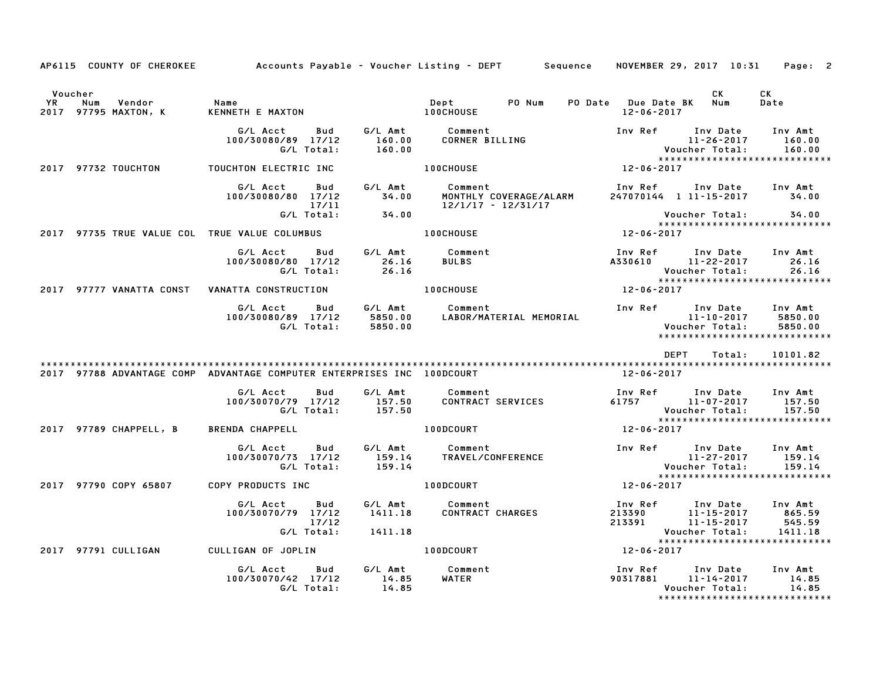AP6115 COUNTY OF CHEROKEE — Accounts Payable - Voucher Listing - DEPT — Sequence — NOVEMBER 29, 2017 10:31

| Voucher YR | Num | Vendor | Name | Dept | PO Num | PO Date | Due Date BK | CK Num | CK Date |
|---|---|---|---|---|---|---|---|---|---|
| 2017 | 97795 | MAXTON, K | KENNETH E MAXTON | 100CHOUSE | | | 12-06-2017 | | |

| G/L Acct | Bud | G/L Amt | Comment | Inv Ref | Inv Date | Inv Amt |
|---|---|---|---|---|---|---|
| 100/30080/89 | 17/12 | 160.00 | CORNER BILLING | | 11-26-2017 | 160.00 |
| | G/L Total: | 160.00 | | | Voucher Total: | 160.00 |

******************************

| Voucher YR | Num | Vendor | Name | Dept | PO Num | PO Date | Due Date BK | CK Num | CK Date |
|---|---|---|---|---|---|---|---|---|---|
| 2017 | 97732 | TOUCHTON | TOUCHTON ELECTRIC INC | 100CHOUSE | | | 12-06-2017 | | |

| G/L Acct | Bud | G/L Amt | Comment | Inv Ref | Inv Date | Inv Amt |
|---|---|---|---|---|---|---|
| 100/30080/80 | 17/12 | 34.00 | MONTHLY COVERAGE/ALARM | 247070144 1 | 11-15-2017 | 34.00 |
| | 17/11 | | 12/1/17 - 12/31/17 | | | |
| | G/L Total: | 34.00 | | | Voucher Total: | 34.00 |

******************************

| Voucher YR | Num | Vendor | Name | Dept | PO Num | PO Date | Due Date BK | CK Num | CK Date |
|---|---|---|---|---|---|---|---|---|---|
| 2017 | 97735 | TRUE VALUE COL | TRUE VALUE COLUMBUS | 100CHOUSE | | | 12-06-2017 | | |

| G/L Acct | Bud | G/L Amt | Comment | Inv Ref | Inv Date | Inv Amt |
|---|---|---|---|---|---|---|
| 100/30080/80 | 17/12 | 26.16 | BULBS | A330610 | 11-22-2017 | 26.16 |
| | G/L Total: | 26.16 | | | Voucher Total: | 26.16 |

******************************

| Voucher YR | Num | Vendor | Name | Dept | PO Num | PO Date | Due Date BK | CK Num | CK Date |
|---|---|---|---|---|---|---|---|---|---|
| 2017 | 97777 | VANATTA CONST | VANATTA CONSTRUCTION | 100CHOUSE | | | 12-06-2017 | | |

| G/L Acct | Bud | G/L Amt | Comment | Inv Ref | Inv Date | Inv Amt |
|---|---|---|---|---|---|---|
| 100/30080/89 | 17/12 | 5850.00 | LABOR/MATERIAL MEMORIAL | | 11-10-2017 | 5850.00 |
| | G/L Total: | 5850.00 | | | Voucher Total: | 5850.00 |

******************************

DEPT Total: 10101.82

******************************

| Voucher YR | Num | Vendor | Name | Dept | PO Num | PO Date | Due Date BK | CK Num | CK Date |
|---|---|---|---|---|---|---|---|---|---|
| 2017 | 97788 | ADVANTAGE COMP | ADVANTAGE COMPUTER ENTERPRISES INC | 100DCOURT | | | 12-06-2017 | | |

| G/L Acct | Bud | G/L Amt | Comment | Inv Ref | Inv Date | Inv Amt |
|---|---|---|---|---|---|---|
| 100/30070/79 | 17/12 | 157.50 | CONTRACT SERVICES | 61757 | 11-07-2017 | 157.50 |
| | G/L Total: | 157.50 | | | Voucher Total: | 157.50 |

******************************

| Voucher YR | Num | Vendor | Name | Dept | PO Num | PO Date | Due Date BK | CK Num | CK Date |
|---|---|---|---|---|---|---|---|---|---|
| 2017 | 97789 | CHAPPELL, B | BRENDA CHAPPELL | 100DCOURT | | | 12-06-2017 | | |

| G/L Acct | Bud | G/L Amt | Comment | Inv Ref | Inv Date | Inv Amt |
|---|---|---|---|---|---|---|
| 100/30070/73 | 17/12 | 159.14 | TRAVEL/CONFERENCE | | 11-27-2017 | 159.14 |
| | G/L Total: | 159.14 | | | Voucher Total: | 159.14 |

******************************

| Voucher YR | Num | Vendor | Name | Dept | PO Num | PO Date | Due Date BK | CK Num | CK Date |
|---|---|---|---|---|---|---|---|---|---|
| 2017 | 97790 | COPY 65807 | COPY PRODUCTS INC | 100DCOURT | | | 12-06-2017 | | |

| G/L Acct | Bud | G/L Amt | Comment | Inv Ref | Inv Date | Inv Amt |
|---|---|---|---|---|---|---|
| 100/30070/79 | 17/12 | 1411.18 | CONTRACT CHARGES | 213390 | 11-15-2017 | 865.59 |
| | 17/12 | | | 213391 | 11-15-2017 | 545.59 |
| | G/L Total: | 1411.18 | | | Voucher Total: | 1411.18 |

******************************

| Voucher YR | Num | Vendor | Name | Dept | PO Num | PO Date | Due Date BK | CK Num | CK Date |
|---|---|---|---|---|---|---|---|---|---|
| 2017 | 97791 | CULLIGAN | CULLIGAN OF JOPLIN | 100DCOURT | | | 12-06-2017 | | |

| G/L Acct | Bud | G/L Amt | Comment | Inv Ref | Inv Date | Inv Amt |
|---|---|---|---|---|---|---|
| 100/30070/42 | 17/12 | 14.85 | WATER | 90317881 | 11-14-2017 | 14.85 |
| | G/L Total: | 14.85 | | | Voucher Total: | 14.85 |

******************************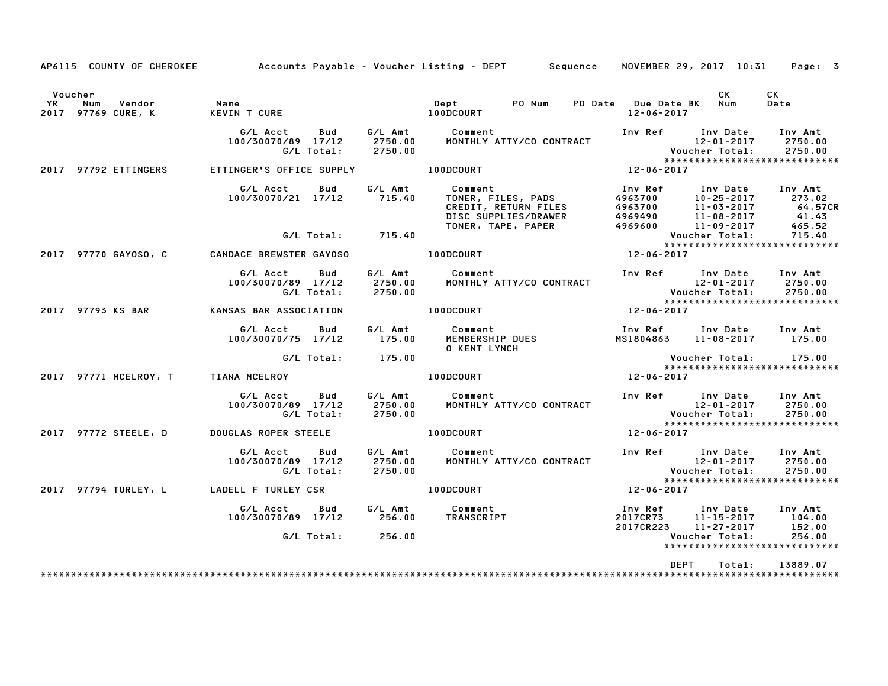AP6115 COUNTY OF CHEROKEE — Accounts Payable - Voucher Listing - DEPT — Sequence — NOVEMBER 29, 2017 10:31

| Voucher YR | Num | Vendor | Name | Dept | PO Num | PO Date | Due Date BK | CK Num | CK Date |
|---|---|---|---|---|---|---|---|---|---|
| 2017 | 97769 | CURE, K | KEVIN T CURE | 100DCOURT | | | 12-06-2017 | | |

| G/L Acct | Bud | G/L Amt | Comment | Inv Ref | Inv Date | Inv Amt |
|---|---|---|---|---|---|---|
| 100/30070/89 | 17/12 | 2750.00 | MONTHLY ATTY/CO CONTRACT | | 12-01-2017 | 2750.00 |
| | G/L Total: | 2750.00 | | | Voucher Total: | 2750.00 |

| YR | Num | Vendor | Name | Dept | Due Date |
|---|---|---|---|---|---|
| 2017 | 97792 | ETTINGERS | ETTINGER'S OFFICE SUPPLY | 100DCOURT | 12-06-2017 |

| G/L Acct | Bud | G/L Amt | Comment | Inv Ref | Inv Date | Inv Amt |
|---|---|---|---|---|---|---|
| 100/30070/21 | 17/12 | 715.40 | TONER, FILES, PADS | 4963700 | 10-25-2017 | 273.02 |
| | | | CREDIT, RETURN FILES | 4963700 | 11-03-2017 | 64.57CR |
| | | | DISC SUPPLIES/DRAWER | 4969490 | 11-08-2017 | 41.43 |
| | | | TONER, TAPE, PAPER | 4969600 | 11-09-2017 | 465.52 |
| | G/L Total: | 715.40 | | | Voucher Total: | 715.40 |

| YR | Num | Vendor | Name | Dept | Due Date |
|---|---|---|---|---|---|
| 2017 | 97770 | GAYOSO, C | CANDACE BREWSTER GAYOSO | 100DCOURT | 12-06-2017 |

| G/L Acct | Bud | G/L Amt | Comment | Inv Ref | Inv Date | Inv Amt |
|---|---|---|---|---|---|---|
| 100/30070/89 | 17/12 | 2750.00 | MONTHLY ATTY/CO CONTRACT | | 12-01-2017 | 2750.00 |
| | G/L Total: | 2750.00 | | | Voucher Total: | 2750.00 |

| YR | Num | Vendor | Name | Dept | Due Date |
|---|---|---|---|---|---|
| 2017 | 97793 | KS BAR | KANSAS BAR ASSOCIATION | 100DCOURT | 12-06-2017 |

| G/L Acct | Bud | G/L Amt | Comment | Inv Ref | Inv Date | Inv Amt |
|---|---|---|---|---|---|---|
| 100/30070/75 | 17/12 | 175.00 | MEMBERSHIP DUES O KENT LYNCH | MS1804863 | 11-08-2017 | 175.00 |
| | G/L Total: | 175.00 | | | Voucher Total: | 175.00 |

| YR | Num | Vendor | Name | Dept | Due Date |
|---|---|---|---|---|---|
| 2017 | 97771 | MCELROY, T | TIANA MCELROY | 100DCOURT | 12-06-2017 |

| G/L Acct | Bud | G/L Amt | Comment | Inv Ref | Inv Date | Inv Amt |
|---|---|---|---|---|---|---|
| 100/30070/89 | 17/12 | 2750.00 | MONTHLY ATTY/CO CONTRACT | | 12-01-2017 | 2750.00 |
| | G/L Total: | 2750.00 | | | Voucher Total: | 2750.00 |

| YR | Num | Vendor | Name | Dept | Due Date |
|---|---|---|---|---|---|
| 2017 | 97772 | STEELE, D | DOUGLAS ROPER STEELE | 100DCOURT | 12-06-2017 |

| G/L Acct | Bud | G/L Amt | Comment | Inv Ref | Inv Date | Inv Amt |
|---|---|---|---|---|---|---|
| 100/30070/89 | 17/12 | 2750.00 | MONTHLY ATTY/CO CONTRACT | | 12-01-2017 | 2750.00 |
| | G/L Total: | 2750.00 | | | Voucher Total: | 2750.00 |

| YR | Num | Vendor | Name | Dept | Due Date |
|---|---|---|---|---|---|
| 2017 | 97794 | TURLEY, L | LADELL F TURLEY CSR | 100DCOURT | 12-06-2017 |

| G/L Acct | Bud | G/L Amt | Comment | Inv Ref | Inv Date | Inv Amt |
|---|---|---|---|---|---|---|
| 100/30070/89 | 17/12 | 256.00 | TRANSCRIPT | 2017CR73 | 11-15-2017 | 104.00 |
| | | | | 2017CR223 | 11-27-2017 | 152.00 |
| | G/L Total: | 256.00 | | | Voucher Total: | 256.00 |

DEPT Total: 13889.07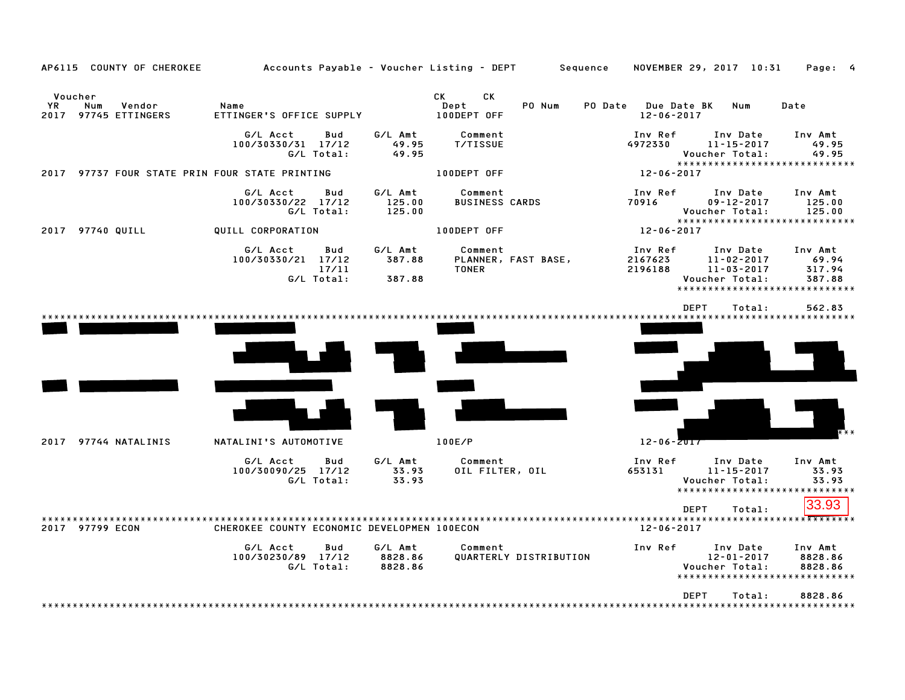AP6115 COUNTY OF CHEROKEE — Accounts Payable - Voucher Listing - DEPT — Sequence — NOVEMBER 29, 2017 10:31

| Voucher YR | Num | Vendor | Name | CK Dept | CK | PO Num | PO Date | Due Date BK | Num | Date |
|---|---|---|---|---|---|---|---|---|---|---|
| 2017 | 97745 | ETTINGERS | ETTINGER'S OFFICE SUPPLY | 100DEPT OFF | | | | 12-06-2017 | | |

| G/L Acct | Bud | G/L Amt | Comment | Inv Ref | Inv Date | Inv Amt |
|---|---|---|---|---|---|---|
| 100/30330/31 | 17/12 | 49.95 | T/TISSUE | 4972330 | 11-15-2017 | 49.95 |
| | G/L Total: | 49.95 | | | Voucher Total: | 49.95 |

****************************

| YR | Num | Vendor | Name | Dept | Due Date |
|---|---|---|---|---|---|
| 2017 | 97737 | FOUR STATE PRIN | FOUR STATE PRINTING | 100DEPT OFF | 12-06-2017 |

| G/L Acct | Bud | G/L Amt | Comment | Inv Ref | Inv Date | Inv Amt |
|---|---|---|---|---|---|---|
| 100/30330/22 | 17/12 | 125.00 | BUSINESS CARDS | 70916 | 09-12-2017 | 125.00 |
| | G/L Total: | 125.00 | | | Voucher Total: | 125.00 |

****************************

| YR | Num | Vendor | Name | Dept | Due Date |
|---|---|---|---|---|---|
| 2017 | 97740 | QUILL | QUILL CORPORATION | 100DEPT OFF | 12-06-2017 |

| G/L Acct | Bud | G/L Amt | Comment | Inv Ref | Inv Date | Inv Amt |
|---|---|---|---|---|---|---|
| 100/30330/21 | 17/12 | 387.88 | PLANNER, FAST BASE, | 2167623 | 11-02-2017 | 69.94 |
| | 17/11 | | TONER | 2196188 | 11-03-2017 | 317.94 |
| | G/L Total: | 387.88 | | | Voucher Total: | 387.88 |

****************************

DEPT Total: 562.83

****************************

[REDACTED]

| YR | Num | Vendor | Name | Dept | Due Date |
|---|---|---|---|---|---|
| 2017 | 97744 | NATALINIS | NATALINI'S AUTOMOTIVE | 100E/P | 12-06-2017 |

| G/L Acct | Bud | G/L Amt | Comment | Inv Ref | Inv Date | Inv Amt |
|---|---|---|---|---|---|---|
| 100/30090/25 | 17/12 | 33.93 | OIL FILTER, OIL | 653131 | 11-15-2017 | 33.93 |
| | G/L Total: | 33.93 | | | Voucher Total: | 33.93 |

****************************

DEPT Total: 33.93

****************************

| YR | Num | Vendor | Name | Dept | Due Date |
|---|---|---|---|---|---|
| 2017 | 97799 | ECON | CHEROKEE COUNTY ECONOMIC DEVELOPMEN | 100ECON | 12-06-2017 |

| G/L Acct | Bud | G/L Amt | Comment | Inv Ref | Inv Date | Inv Amt |
|---|---|---|---|---|---|---|
| 100/30230/89 | 17/12 | 8828.86 | QUARTERLY DISTRIBUTION | | 12-01-2017 | 8828.86 |
| | G/L Total: | 8828.86 | | | Voucher Total: | 8828.86 |

****************************

DEPT Total: 8828.86

****************************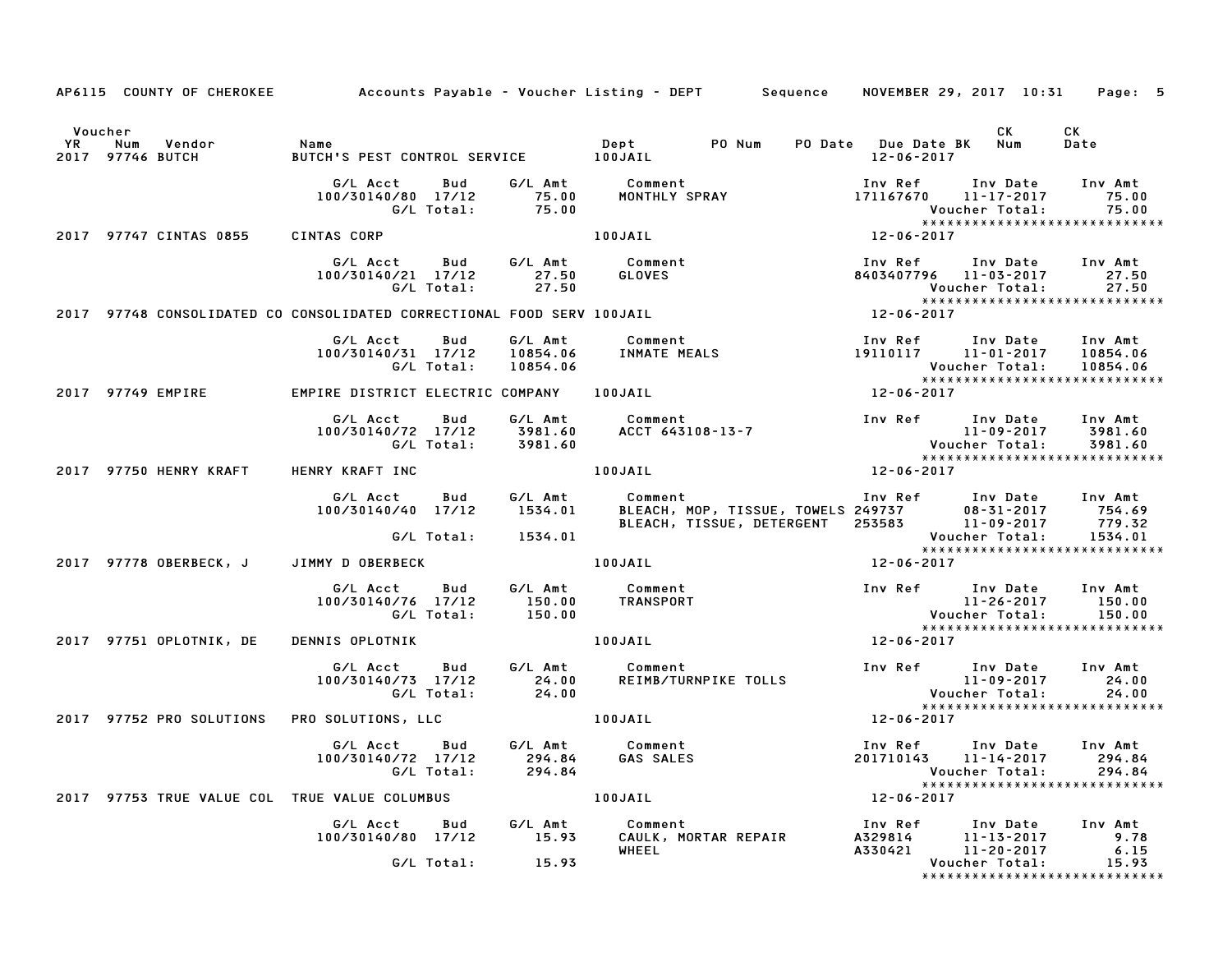AP6115 COUNTY OF CHEROKEE — Accounts Payable - Voucher Listing - DEPT — Sequence — NOVEMBER 29, 2017 10:31

| Voucher YR | Num | Vendor | Name | Dept | PO Num | PO Date | Due Date | BK | CK Num | CK Date |
|---|---|---|---|---|---|---|---|---|---|---|
| 2017 | 97746 | BUTCH | BUTCH'S PEST CONTROL SERVICE | 100JAIL | | | 12-06-2017 | | | |

| G/L Acct | Bud | G/L Amt | Comment | Inv Ref | Inv Date | Inv Amt |
|---|---|---|---|---|---|---|
| 100/30140/80 | 17/12 | 75.00 | MONTHLY SPRAY | 171167670 | 11-17-2017 | 75.00 |
| | G/L Total: | 75.00 | | | Voucher Total: | 75.00 |

| Voucher YR | Num | Vendor | Name | Dept | PO Num | PO Date | Due Date | BK | CK Num | CK Date |
|---|---|---|---|---|---|---|---|---|---|---|
| 2017 | 97747 | CINTAS 0855 | CINTAS CORP | 100JAIL | | | 12-06-2017 | | | |

| G/L Acct | Bud | G/L Amt | Comment | Inv Ref | Inv Date | Inv Amt |
|---|---|---|---|---|---|---|
| 100/30140/21 | 17/12 | 27.50 | GLOVES | 8403407796 | 11-03-2017 | 27.50 |
| | G/L Total: | 27.50 | | | Voucher Total: | 27.50 |

| Voucher YR | Num | Vendor | Name | Dept | PO Num | PO Date | Due Date | BK | CK Num | CK Date |
|---|---|---|---|---|---|---|---|---|---|---|
| 2017 | 97748 | CONSOLIDATED CO | CONSOLIDATED CORRECTIONAL FOOD SERV | 100JAIL | | | 12-06-2017 | | | |

| G/L Acct | Bud | G/L Amt | Comment | Inv Ref | Inv Date | Inv Amt |
|---|---|---|---|---|---|---|
| 100/30140/31 | 17/12 | 10854.06 | INMATE MEALS | 19110117 | 11-01-2017 | 10854.06 |
| | G/L Total: | 10854.06 | | | Voucher Total: | 10854.06 |

| Voucher YR | Num | Vendor | Name | Dept | PO Num | PO Date | Due Date | BK | CK Num | CK Date |
|---|---|---|---|---|---|---|---|---|---|---|
| 2017 | 97749 | EMPIRE | EMPIRE DISTRICT ELECTRIC COMPANY | 100JAIL | | | 12-06-2017 | | | |

| G/L Acct | Bud | G/L Amt | Comment | Inv Ref | Inv Date | Inv Amt |
|---|---|---|---|---|---|---|
| 100/30140/72 | 17/12 | 3981.60 | ACCT 643108-13-7 | | 11-09-2017 | 3981.60 |
| | G/L Total: | 3981.60 | | | Voucher Total: | 3981.60 |

| Voucher YR | Num | Vendor | Name | Dept | PO Num | PO Date | Due Date | BK | CK Num | CK Date |
|---|---|---|---|---|---|---|---|---|---|---|
| 2017 | 97750 | HENRY KRAFT | HENRY KRAFT INC | 100JAIL | | | 12-06-2017 | | | |

| G/L Acct | Bud | G/L Amt | Comment | Inv Ref | Inv Date | Inv Amt |
|---|---|---|---|---|---|---|
| 100/30140/40 | 17/12 | 1534.01 | BLEACH, MOP, TISSUE, TOWELS | 249737 | 08-31-2017 | 754.69 |
| | | | BLEACH, TISSUE, DETERGENT | 253583 | 11-09-2017 | 779.32 |
| | G/L Total: | 1534.01 | | | Voucher Total: | 1534.01 |

| Voucher YR | Num | Vendor | Name | Dept | PO Num | PO Date | Due Date | BK | CK Num | CK Date |
|---|---|---|---|---|---|---|---|---|---|---|
| 2017 | 97778 | OBERBECK, J | JIMMY D OBERBECK | 100JAIL | | | 12-06-2017 | | | |

| G/L Acct | Bud | G/L Amt | Comment | Inv Ref | Inv Date | Inv Amt |
|---|---|---|---|---|---|---|
| 100/30140/76 | 17/12 | 150.00 | TRANSPORT | | 11-26-2017 | 150.00 |
| | G/L Total: | 150.00 | | | Voucher Total: | 150.00 |

| Voucher YR | Num | Vendor | Name | Dept | PO Num | PO Date | Due Date | BK | CK Num | CK Date |
|---|---|---|---|---|---|---|---|---|---|---|
| 2017 | 97751 | OPLOTNIK, DE | DENNIS OPLOTNIK | 100JAIL | | | 12-06-2017 | | | |

| G/L Acct | Bud | G/L Amt | Comment | Inv Ref | Inv Date | Inv Amt |
|---|---|---|---|---|---|---|
| 100/30140/73 | 17/12 | 24.00 | REIMB/TURNPIKE TOLLS | | 11-09-2017 | 24.00 |
| | G/L Total: | 24.00 | | | Voucher Total: | 24.00 |

| Voucher YR | Num | Vendor | Name | Dept | PO Num | PO Date | Due Date | BK | CK Num | CK Date |
|---|---|---|---|---|---|---|---|---|---|---|
| 2017 | 97752 | PRO SOLUTIONS | PRO SOLUTIONS, LLC | 100JAIL | | | 12-06-2017 | | | |

| G/L Acct | Bud | G/L Amt | Comment | Inv Ref | Inv Date | Inv Amt |
|---|---|---|---|---|---|---|
| 100/30140/72 | 17/12 | 294.84 | GAS SALES | 201710143 | 11-14-2017 | 294.84 |
| | G/L Total: | 294.84 | | | Voucher Total: | 294.84 |

| Voucher YR | Num | Vendor | Name | Dept | PO Num | PO Date | Due Date | BK | CK Num | CK Date |
|---|---|---|---|---|---|---|---|---|---|---|
| 2017 | 97753 | TRUE VALUE COL | TRUE VALUE COLUMBUS | 100JAIL | | | 12-06-2017 | | | |

| G/L Acct | Bud | G/L Amt | Comment | Inv Ref | Inv Date | Inv Amt |
|---|---|---|---|---|---|---|
| 100/30140/80 | 17/12 | 15.93 | CAULK, MORTAR REPAIR | A329814 | 11-13-2017 | 9.78 |
| | | | WHEEL | A330421 | 11-20-2017 | 6.15 |
| | G/L Total: | 15.93 | | | Voucher Total: | 15.93 |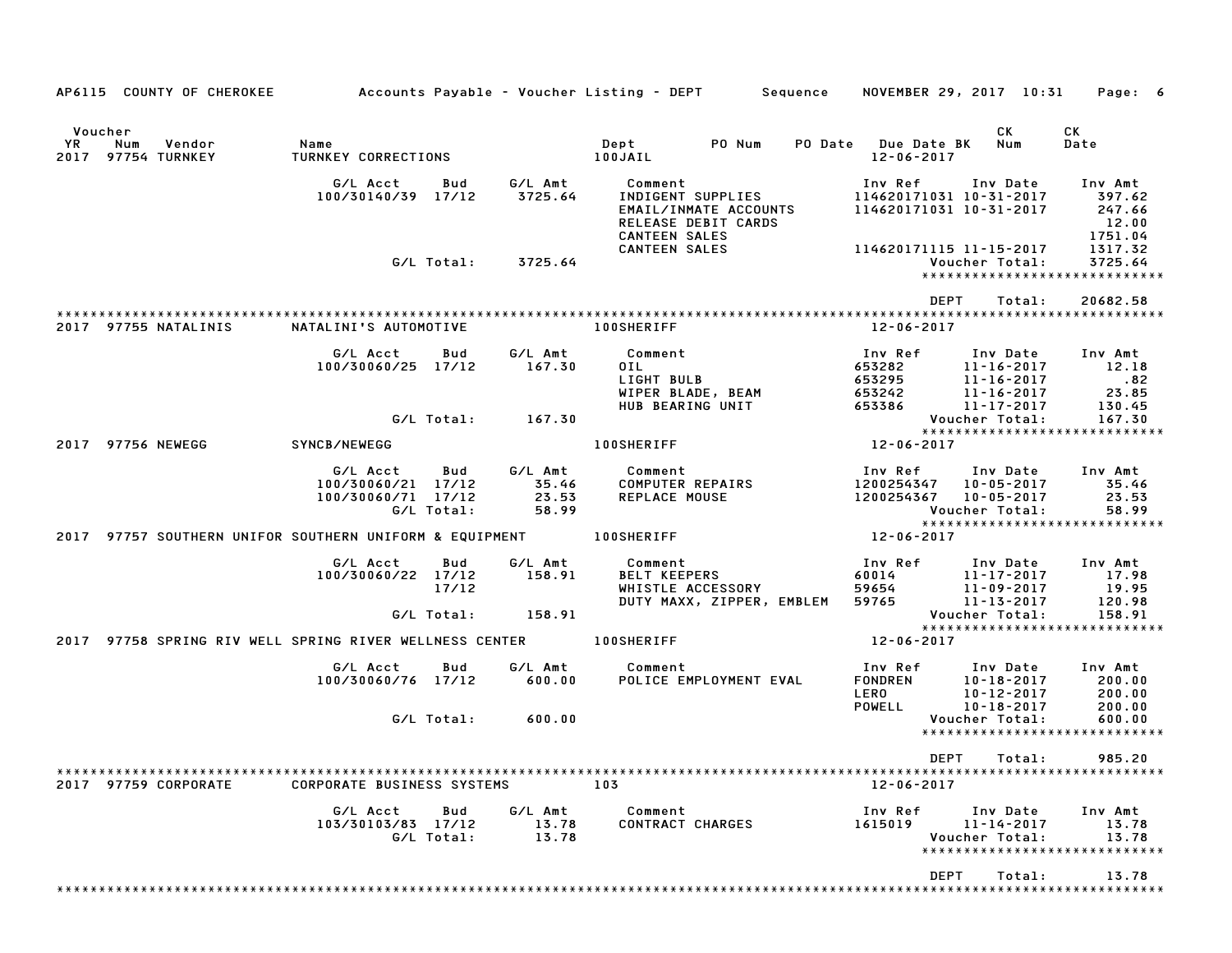AP6115 COUNTY OF CHEROKEE — Accounts Payable - Voucher Listing - DEPT — Sequence — NOVEMBER 29, 2017 10:31

| Voucher YR | Num | Vendor | Name | Dept | PO Num | PO Date | Due Date | BK | CK Num | CK Date |
|---|---|---|---|---|---|---|---|---|---|---|
| 2017 | 97754 | TURNKEY | TURNKEY CORRECTIONS | 100JAIL | | | 12-06-2017 | | | |

| G/L Acct | Bud | G/L Amt | Comment | Inv Ref | Inv Date | Inv Amt |
|---|---|---|---|---|---|---|
| 100/30140/39 | 17/12 | 3725.64 | INDIGENT SUPPLIES | 114620171031 | 10-31-2017 | 397.62 |
| | | | EMAIL/INMATE ACCOUNTS | 114620171031 | 10-31-2017 | 247.66 |
| | | | RELEASE DEBIT CARDS | | | 12.00 |
| | | | CANTEEN SALES | | | 1751.04 |
| | | | CANTEEN SALES | 114620171115 | 11-15-2017 | 1317.32 |
| | G/L Total: | 3725.64 | | | Voucher Total: | 3725.64 |

DEPT Total: 20682.58

| Voucher YR | Num | Vendor | Name | Dept | Due Date |
|---|---|---|---|---|---|
| 2017 | 97755 | NATALINIS | NATALINI'S AUTOMOTIVE | 100SHERIFF | 12-06-2017 |

| G/L Acct | Bud | G/L Amt | Comment | Inv Ref | Inv Date | Inv Amt |
|---|---|---|---|---|---|---|
| 100/30060/25 | 17/12 | 167.30 | OIL | 653282 | 11-16-2017 | 12.18 |
| | | | LIGHT BULB | 653295 | 11-16-2017 | .82 |
| | | | WIPER BLADE, BEAM | 653242 | 11-16-2017 | 23.85 |
| | | | HUB BEARING UNIT | 653386 | 11-17-2017 | 130.45 |
| | G/L Total: | 167.30 | | | Voucher Total: | 167.30 |

| Voucher YR | Num | Vendor | Name | Dept | Due Date |
|---|---|---|---|---|---|
| 2017 | 97756 | NEWEGG | SYNCB/NEWEGG | 100SHERIFF | 12-06-2017 |

| G/L Acct | Bud | G/L Amt | Comment | Inv Ref | Inv Date | Inv Amt |
|---|---|---|---|---|---|---|
| 100/30060/21 | 17/12 | 35.46 | COMPUTER REPAIRS | 1200254347 | 10-05-2017 | 35.46 |
| 100/30060/71 | 17/12 | 23.53 | REPLACE MOUSE | 1200254367 | 10-05-2017 | 23.53 |
| | G/L Total: | 58.99 | | | Voucher Total: | 58.99 |

| Voucher YR | Num | Vendor | Name | Dept | Due Date |
|---|---|---|---|---|---|
| 2017 | 97757 | SOUTHERN UNIFOR | SOUTHERN UNIFORM & EQUIPMENT | 100SHERIFF | 12-06-2017 |

| G/L Acct | Bud | G/L Amt | Comment | Inv Ref | Inv Date | Inv Amt |
|---|---|---|---|---|---|---|
| 100/30060/22 | 17/12 | 158.91 | BELT KEEPERS | 60014 | 11-17-2017 | 17.98 |
| | 17/12 | | WHISTLE ACCESSORY | 59654 | 11-09-2017 | 19.95 |
| | | | DUTY MAXX, ZIPPER, EMBLEM | 59765 | 11-13-2017 | 120.98 |
| | G/L Total: | 158.91 | | | Voucher Total: | 158.91 |

| Voucher YR | Num | Vendor | Name | Dept | Due Date |
|---|---|---|---|---|---|
| 2017 | 97758 | SPRING RIV WELL | SPRING RIVER WELLNESS CENTER | 100SHERIFF | 12-06-2017 |

| G/L Acct | Bud | G/L Amt | Comment | Inv Ref | Inv Date | Inv Amt |
|---|---|---|---|---|---|---|
| 100/30060/76 | 17/12 | 600.00 | POLICE EMPLOYMENT EVAL | FONDREN | 10-18-2017 | 200.00 |
| | | | | LERO | 10-12-2017 | 200.00 |
| | | | | POWELL | 10-18-2017 | 200.00 |
| | G/L Total: | 600.00 | | | Voucher Total: | 600.00 |

DEPT Total: 985.20

| Voucher YR | Num | Vendor | Name | Dept | Due Date |
|---|---|---|---|---|---|
| 2017 | 97759 | CORPORATE | CORPORATE BUSINESS SYSTEMS | 103 | 12-06-2017 |

| G/L Acct | Bud | G/L Amt | Comment | Inv Ref | Inv Date | Inv Amt |
|---|---|---|---|---|---|---|
| 103/30103/83 | 17/12 | 13.78 | CONTRACT CHARGES | 1615019 | 11-14-2017 | 13.78 |
| | G/L Total: | 13.78 | | | Voucher Total: | 13.78 |

DEPT Total: 13.78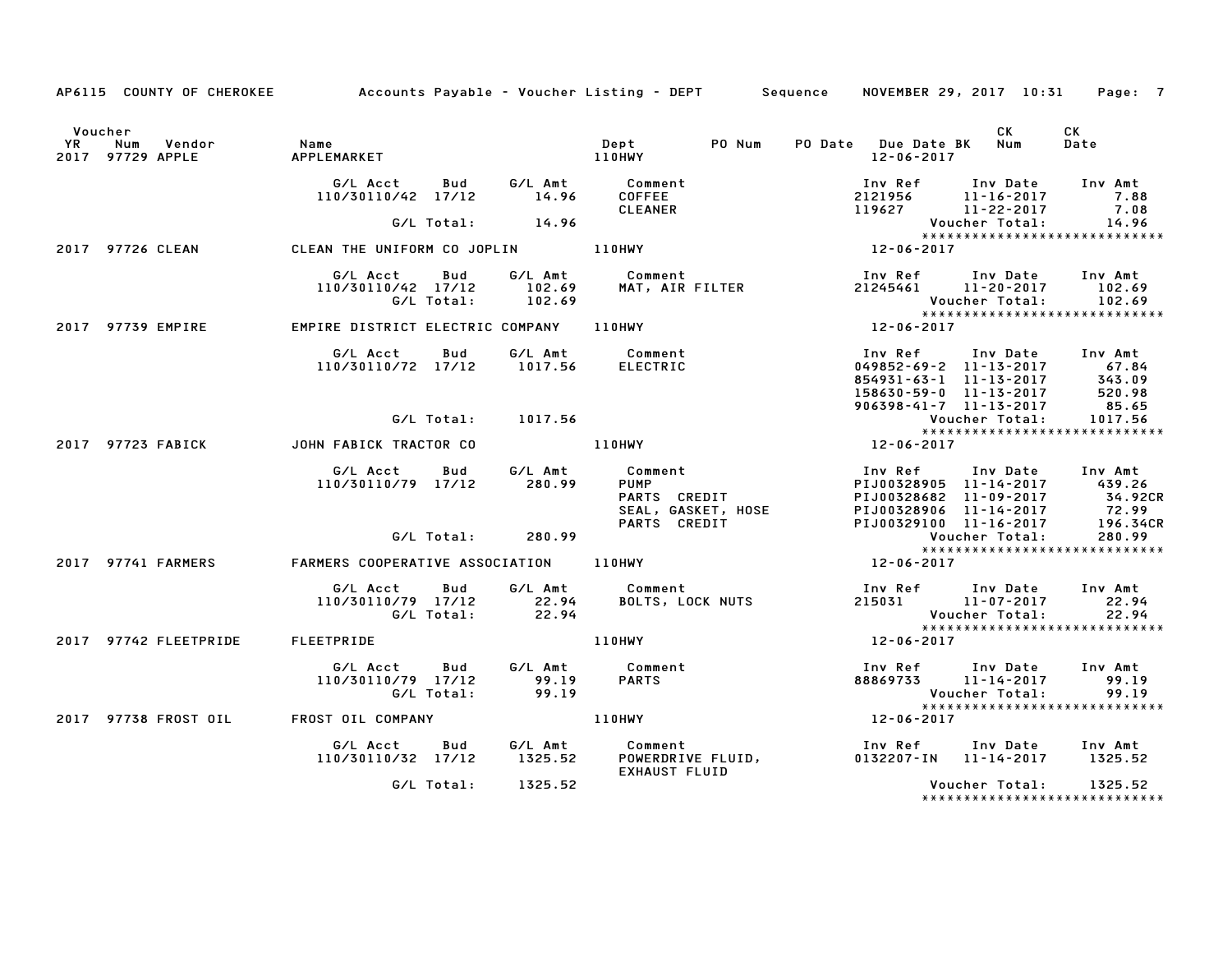AP6115 COUNTY OF CHEROKEE — Accounts Payable - Voucher Listing - DEPT — Sequence — NOVEMBER 29, 2017 10:31

| Voucher YR | Num | Vendor | Name | Dept | PO Num | PO Date | Due Date | BK | CK Num | CK Date |
|---|---|---|---|---|---|---|---|---|---|---|
| 2017 | 97729 | APPLE | APPLEMARKET | 110HWY | | | 12-06-2017 | | | |

| G/L Acct | Bud | G/L Amt | Comment | Inv Ref | Inv Date | Inv Amt |
|---|---|---|---|---|---|---|
| 110/30110/42 | 17/12 | 14.96 | COFFEE | 2121956 | 11-16-2017 | 7.88 |
| | | | CLEANER | 119627 | 11-22-2017 | 7.08 |
| | G/L Total: | 14.96 | | | Voucher Total: | 14.96 |

| Voucher YR | Num | Vendor | Name | Dept | Due Date |
|---|---|---|---|---|---|
| 2017 | 97726 | CLEAN | CLEAN THE UNIFORM CO JOPLIN | 110HWY | 12-06-2017 |

| G/L Acct | Bud | G/L Amt | Comment | Inv Ref | Inv Date | Inv Amt |
|---|---|---|---|---|---|---|
| 110/30110/42 | 17/12 | 102.69 | MAT, AIR FILTER | 21245461 | 11-20-2017 | 102.69 |
| | G/L Total: | 102.69 | | | Voucher Total: | 102.69 |

| Voucher YR | Num | Vendor | Name | Dept | Due Date |
|---|---|---|---|---|---|
| 2017 | 97739 | EMPIRE | EMPIRE DISTRICT ELECTRIC COMPANY | 110HWY | 12-06-2017 |

| G/L Acct | Bud | G/L Amt | Comment | Inv Ref | Inv Date | Inv Amt |
|---|---|---|---|---|---|---|
| 110/30110/72 | 17/12 | 1017.56 | ELECTRIC | 049852-69-2 | 11-13-2017 | 67.84 |
| | | | | 854931-63-1 | 11-13-2017 | 343.09 |
| | | | | 158630-59-0 | 11-13-2017 | 520.98 |
| | | | | 906398-41-7 | 11-13-2017 | 85.65 |
| | G/L Total: | 1017.56 | | | Voucher Total: | 1017.56 |

| Voucher YR | Num | Vendor | Name | Dept | Due Date |
|---|---|---|---|---|---|
| 2017 | 97723 | FABICK | JOHN FABICK TRACTOR CO | 110HWY | 12-06-2017 |

| G/L Acct | Bud | G/L Amt | Comment | Inv Ref | Inv Date | Inv Amt |
|---|---|---|---|---|---|---|
| 110/30110/79 | 17/12 | 280.99 | PUMP | PIJ00328905 | 11-14-2017 | 439.26 |
| | | | PARTS CREDIT | PIJ00328682 | 11-09-2017 | 34.92CR |
| | | | SEAL, GASKET, HOSE | PIJ00328906 | 11-14-2017 | 72.99 |
| | | | PARTS CREDIT | PIJ00329100 | 11-16-2017 | 196.34CR |
| | G/L Total: | 280.99 | | | Voucher Total: | 280.99 |

| Voucher YR | Num | Vendor | Name | Dept | Due Date |
|---|---|---|---|---|---|
| 2017 | 97741 | FARMERS | FARMERS COOPERATIVE ASSOCIATION | 110HWY | 12-06-2017 |

| G/L Acct | Bud | G/L Amt | Comment | Inv Ref | Inv Date | Inv Amt |
|---|---|---|---|---|---|---|
| 110/30110/79 | 17/12 | 22.94 | BOLTS, LOCK NUTS | 215031 | 11-07-2017 | 22.94 |
| | G/L Total: | 22.94 | | | Voucher Total: | 22.94 |

| Voucher YR | Num | Vendor | Name | Dept | Due Date |
|---|---|---|---|---|---|
| 2017 | 97742 | FLEETPRIDE | FLEETPRIDE | 110HWY | 12-06-2017 |

| G/L Acct | Bud | G/L Amt | Comment | Inv Ref | Inv Date | Inv Amt |
|---|---|---|---|---|---|---|
| 110/30110/79 | 17/12 | 99.19 | PARTS | 88869733 | 11-14-2017 | 99.19 |
| | G/L Total: | 99.19 | | | Voucher Total: | 99.19 |

| Voucher YR | Num | Vendor | Name | Dept | Due Date |
|---|---|---|---|---|---|
| 2017 | 97738 | FROST OIL | FROST OIL COMPANY | 110HWY | 12-06-2017 |

| G/L Acct | Bud | G/L Amt | Comment | Inv Ref | Inv Date | Inv Amt |
|---|---|---|---|---|---|---|
| 110/30110/32 | 17/12 | 1325.52 | POWERDRIVE FLUID, EXHAUST FLUID | 0132207-IN | 11-14-2017 | 1325.52 |
| | G/L Total: | 1325.52 | | | Voucher Total: | 1325.52 |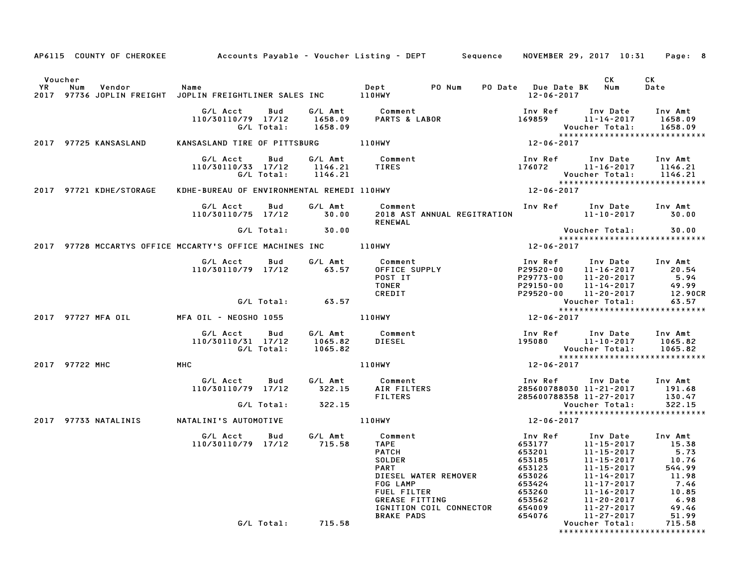AP6115 COUNTY OF CHEROKEE — Accounts Payable - Voucher Listing - DEPT — Sequence — NOVEMBER 29, 2017 10:31

| Voucher YR | Num | Vendor | Name | Dept | PO Num | PO Date | Due Date | BK | CK Num | CK Date |
|---|---|---|---|---|---|---|---|---|---|---|
| 2017 | 97736 | JOPLIN FREIGHT | JOPLIN FREIGHTLINER SALES INC | 110HWY | | | 12-06-2017 | | | |

| G/L Acct | Bud | G/L Amt | Comment | Inv Ref | Inv Date | Inv Amt |
|---|---|---|---|---|---|---|
| 110/30110/79 | 17/12 | 1658.09 | PARTS & LABOR | 169859 | 11-14-2017 | 1658.09 |
| | G/L Total: | 1658.09 | | | Voucher Total: | 1658.09 |

| Voucher YR | Num | Vendor | Name | Dept | Due Date |
|---|---|---|---|---|---|
| 2017 | 97725 | KANSASLAND | KANSASLAND TIRE OF PITTSBURG | 110HWY | 12-06-2017 |

| G/L Acct | Bud | G/L Amt | Comment | Inv Ref | Inv Date | Inv Amt |
|---|---|---|---|---|---|---|
| 110/30110/33 | 17/12 | 1146.21 | TIRES | 176072 | 11-16-2017 | 1146.21 |
| | G/L Total: | 1146.21 | | | Voucher Total: | 1146.21 |

| Voucher YR | Num | Vendor | Name | Dept | Due Date |
|---|---|---|---|---|---|
| 2017 | 97721 | KDHE/STORAGE | KDHE-BUREAU OF ENVIRONMENTAL REMEDI | 110HWY | 12-06-2017 |

| G/L Acct | Bud | G/L Amt | Comment | Inv Ref | Inv Date | Inv Amt |
|---|---|---|---|---|---|---|
| 110/30110/75 | 17/12 | 30.00 | 2018 AST ANNUAL REGITRATION RENEWAL | | 11-10-2017 | 30.00 |
| | G/L Total: | 30.00 | | | Voucher Total: | 30.00 |

| Voucher YR | Num | Vendor | Name | Dept | Due Date |
|---|---|---|---|---|---|
| 2017 | 97728 | MCCARTYS OFFICE | MCCARTY'S OFFICE MACHINES INC | 110HWY | 12-06-2017 |

| G/L Acct | Bud | G/L Amt | Comment | Inv Ref | Inv Date | Inv Amt |
|---|---|---|---|---|---|---|
| 110/30110/79 | 17/12 | 63.57 | OFFICE SUPPLY | P29520-00 | 11-16-2017 | 20.54 |
| | | | POST IT | P29773-00 | 11-20-2017 | 5.94 |
| | | | TONER | P29150-00 | 11-14-2017 | 49.99 |
| | | | CREDIT | P29520-00 | 11-20-2017 | 12.90CR |
| | G/L Total: | 63.57 | | | Voucher Total: | 63.57 |

| Voucher YR | Num | Vendor | Name | Dept | Due Date |
|---|---|---|---|---|---|
| 2017 | 97727 | MFA OIL | MFA OIL - NEOSHO 1055 | 110HWY | 12-06-2017 |

| G/L Acct | Bud | G/L Amt | Comment | Inv Ref | Inv Date | Inv Amt |
|---|---|---|---|---|---|---|
| 110/30110/31 | 17/12 | 1065.82 | DIESEL | 195080 | 11-10-2017 | 1065.82 |
| | G/L Total: | 1065.82 | | | Voucher Total: | 1065.82 |

| Voucher YR | Num | Vendor | Name | Dept | Due Date |
|---|---|---|---|---|---|
| 2017 | 97722 | MHC | MHC | 110HWY | 12-06-2017 |

| G/L Acct | Bud | G/L Amt | Comment | Inv Ref | Inv Date | Inv Amt |
|---|---|---|---|---|---|---|
| 110/30110/79 | 17/12 | 322.15 | AIR FILTERS | 285600788030 | 11-21-2017 | 191.68 |
| | | | FILTERS | 285600788358 | 11-27-2017 | 130.47 |
| | G/L Total: | 322.15 | | | Voucher Total: | 322.15 |

| Voucher YR | Num | Vendor | Name | Dept | Due Date |
|---|---|---|---|---|---|
| 2017 | 97733 | NATALINIS | NATALINI'S AUTOMOTIVE | 110HWY | 12-06-2017 |

| G/L Acct | Bud | G/L Amt | Comment | Inv Ref | Inv Date | Inv Amt |
|---|---|---|---|---|---|---|
| 110/30110/79 | 17/12 | 715.58 | TAPE | 653177 | 11-15-2017 | 15.38 |
| | | | PATCH | 653201 | 11-15-2017 | 5.73 |
| | | | SOLDER | 653185 | 11-15-2017 | 10.76 |
| | | | PART | 653123 | 11-15-2017 | 544.99 |
| | | | DIESEL WATER REMOVER | 653026 | 11-14-2017 | 11.98 |
| | | | FOG LAMP | 653424 | 11-17-2017 | 7.46 |
| | | | FUEL FILTER | 653260 | 11-16-2017 | 10.85 |
| | | | GREASE FITTING | 653562 | 11-20-2017 | 6.98 |
| | | | IGNITION COIL CONNECTOR | 654009 | 11-27-2017 | 49.46 |
| | | | BRAKE PADS | 654076 | 11-27-2017 | 51.99 |
| | G/L Total: | 715.58 | | | Voucher Total: | 715.58 |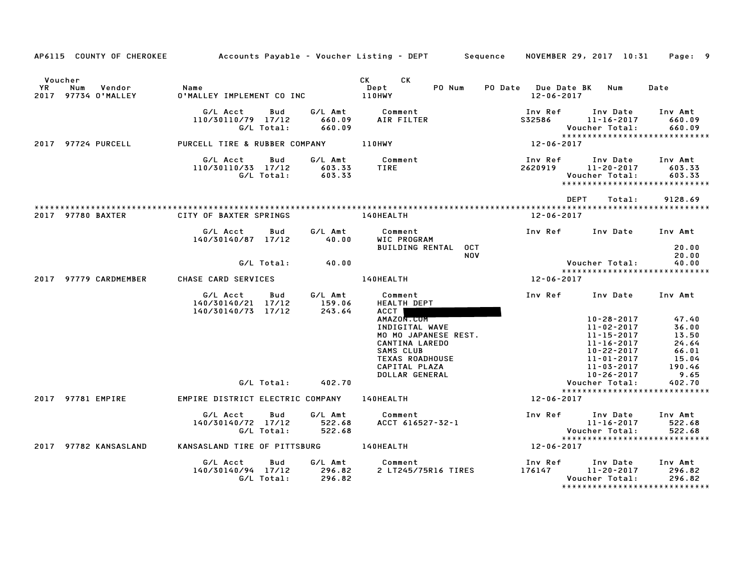AP6115 COUNTY OF CHEROKEE — Accounts Payable - Voucher Listing - DEPT — Sequence — NOVEMBER 29, 2017 10:31

| Voucher YR | Num | Vendor | Name | CK Dept | CK | PO Num | PO Date | Due Date | BK | Num | Date |
|---|---|---|---|---|---|---|---|---|---|---|---|
| 2017 | 97734 | O'MALLEY | O'MALLEY IMPLEMENT CO INC | 110HWY | | | | 12-06-2017 | | | |

| G/L Acct | Bud | G/L Amt | Comment | Inv Ref | Inv Date | Inv Amt |
|---|---|---|---|---|---|---|
| 110/30110/79 | 17/12 | 660.09 | AIR FILTER | S32586 | 11-16-2017 | 660.09 |
| | G/L Total: | 660.09 | | | Voucher Total: | 660.09 |

*****************************

| Voucher YR | Num | Vendor | Name | CK Dept | Due Date |
|---|---|---|---|---|---|
| 2017 | 97724 | PURCELL | PURCELL TIRE & RUBBER COMPANY | 110HWY | 12-06-2017 |

| G/L Acct | Bud | G/L Amt | Comment | Inv Ref | Inv Date | Inv Amt |
|---|---|---|---|---|---|---|
| 110/30110/33 | 17/12 | 603.33 | TIRE | 2620919 | 11-20-2017 | 603.33 |
| | G/L Total: | 603.33 | | | Voucher Total: | 603.33 |

*****************************

DEPT Total: 9128.69

*****************************

| Voucher YR | Num | Vendor | Name | CK Dept | Due Date |
|---|---|---|---|---|---|
| 2017 | 97780 | BAXTER | CITY OF BAXTER SPRINGS | 140HEALTH | 12-06-2017 |

| G/L Acct | Bud | G/L Amt | Comment | Inv Ref | Inv Date | Inv Amt |
|---|---|---|---|---|---|---|
| 140/30140/87 | 17/12 | 40.00 | WIC PROGRAM | | | |
| | | | BUILDING RENTAL OCT | | | 20.00 |
| | | | NOV | | | 20.00 |
| | G/L Total: | 40.00 | | | Voucher Total: | 40.00 |

*****************************

| Voucher YR | Num | Vendor | Name | CK Dept | Due Date |
|---|---|---|---|---|---|
| 2017 | 97779 | CARDMEMBER | CHASE CARD SERVICES | 140HEALTH | 12-06-2017 |

| G/L Acct | Bud | G/L Amt | Comment | Inv Ref | Inv Date | Inv Amt |
|---|---|---|---|---|---|---|
| 140/30140/21 | 17/12 | 159.06 | HEALTH DEPT | | | |
| 140/30140/73 | 17/12 | 243.64 | ACCT [redacted] | | | |
| | | | AMAZON.COM | | 10-28-2017 | 47.40 |
| | | | INDIGITAL WAVE | | 11-02-2017 | 36.00 |
| | | | MO MO JAPANESE REST. | | 11-15-2017 | 13.50 |
| | | | CANTINA LAREDO | | 11-16-2017 | 24.64 |
| | | | SAMS CLUB | | 10-22-2017 | 66.01 |
| | | | TEXAS ROADHOUSE | | 11-01-2017 | 15.04 |
| | | | CAPITAL PLAZA | | 11-03-2017 | 190.46 |
| | | | DOLLAR GENERAL | | 10-26-2017 | 9.65 |
| | G/L Total: | 402.70 | | | Voucher Total: | 402.70 |

*****************************

| Voucher YR | Num | Vendor | Name | CK Dept | Due Date |
|---|---|---|---|---|---|
| 2017 | 97781 | EMPIRE | EMPIRE DISTRICT ELECTRIC COMPANY | 140HEALTH | 12-06-2017 |

| G/L Acct | Bud | G/L Amt | Comment | Inv Ref | Inv Date | Inv Amt |
|---|---|---|---|---|---|---|
| 140/30140/72 | 17/12 | 522.68 | ACCT 616527-32-1 | | 11-16-2017 | 522.68 |
| | G/L Total: | 522.68 | | | Voucher Total: | 522.68 |

*****************************

| Voucher YR | Num | Vendor | Name | CK Dept | Due Date |
|---|---|---|---|---|---|
| 2017 | 97782 | KANSASLAND | KANSASLAND TIRE OF PITTSBURG | 140HEALTH | 12-06-2017 |

| G/L Acct | Bud | G/L Amt | Comment | Inv Ref | Inv Date | Inv Amt |
|---|---|---|---|---|---|---|
| 140/30140/94 | 17/12 | 296.82 | 2 LT245/75R16 TIRES | 176147 | 11-20-2017 | 296.82 |
| | G/L Total: | 296.82 | | | Voucher Total: | 296.82 |

*****************************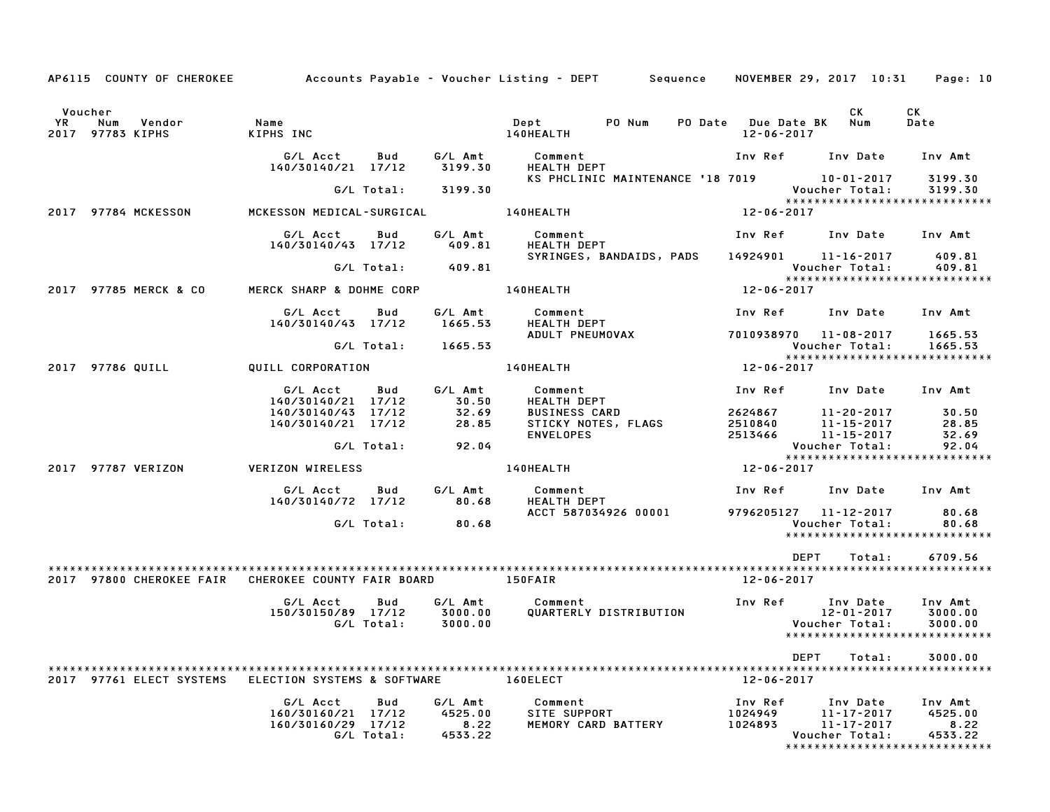AP6115 COUNTY OF CHEROKEE — Accounts Payable - Voucher Listing - DEPT — Sequence — NOVEMBER 29, 2017 10:31

| Voucher YR | Num | Vendor | Name | Dept | PO Num | PO Date | Due Date | BK | CK Num | CK Date |
|---|---|---|---|---|---|---|---|---|---|---|
| 2017 | 97783 | KIPHS | KIPHS INC | 140HEALTH | | | 12-06-2017 | | | |

| G/L Acct | Bud | G/L Amt | Comment | Inv Ref | Inv Date | Inv Amt |
|---|---|---|---|---|---|---|
| 140/30140/21 | 17/12 | 3199.30 | HEALTH DEPT | | | |
| | | | KS PHCLINIC MAINTENANCE '18 | 7019 | 10-01-2017 | 3199.30 |
| | G/L Total: | 3199.30 | | | Voucher Total: | 3199.30 |

****************************

| Voucher YR | Num | Vendor | Name | Dept | Due Date |
|---|---|---|---|---|---|
| 2017 | 97784 | MCKESSON | MCKESSON MEDICAL-SURGICAL | 140HEALTH | 12-06-2017 |

| G/L Acct | Bud | G/L Amt | Comment | Inv Ref | Inv Date | Inv Amt |
|---|---|---|---|---|---|---|
| 140/30140/43 | 17/12 | 409.81 | HEALTH DEPT | | | |
| | | | SYRINGES, BANDAIDS, PADS | 14924901 | 11-16-2017 | 409.81 |
| | G/L Total: | 409.81 | | | Voucher Total: | 409.81 |

****************************

| Voucher YR | Num | Vendor | Name | Dept | Due Date |
|---|---|---|---|---|---|
| 2017 | 97785 | MERCK & CO | MERCK SHARP & DOHME CORP | 140HEALTH | 12-06-2017 |

| G/L Acct | Bud | G/L Amt | Comment | Inv Ref | Inv Date | Inv Amt |
|---|---|---|---|---|---|---|
| 140/30140/43 | 17/12 | 1665.53 | HEALTH DEPT | | | |
| | | | ADULT PNEUMOVAX | 7010938970 | 11-08-2017 | 1665.53 |
| | G/L Total: | 1665.53 | | | Voucher Total: | 1665.53 |

****************************

| Voucher YR | Num | Vendor | Name | Dept | Due Date |
|---|---|---|---|---|---|
| 2017 | 97786 | QUILL | QUILL CORPORATION | 140HEALTH | 12-06-2017 |

| G/L Acct | Bud | G/L Amt | Comment | Inv Ref | Inv Date | Inv Amt |
|---|---|---|---|---|---|---|
| 140/30140/21 | 17/12 | 30.50 | HEALTH DEPT | | | |
| 140/30140/43 | 17/12 | 32.69 | BUSINESS CARD | 2624867 | 11-20-2017 | 30.50 |
| 140/30140/21 | 17/12 | 28.85 | STICKY NOTES, FLAGS | 2510840 | 11-15-2017 | 28.85 |
| | | | ENVELOPES | 2513466 | 11-15-2017 | 32.69 |
| | G/L Total: | 92.04 | | | Voucher Total: | 92.04 |

****************************

| Voucher YR | Num | Vendor | Name | Dept | Due Date |
|---|---|---|---|---|---|
| 2017 | 97787 | VERIZON | VERIZON WIRELESS | 140HEALTH | 12-06-2017 |

| G/L Acct | Bud | G/L Amt | Comment | Inv Ref | Inv Date | Inv Amt |
|---|---|---|---|---|---|---|
| 140/30140/72 | 17/12 | 80.68 | HEALTH DEPT | | | |
| | | | ACCT 587034926 00001 | 9796205127 | 11-12-2017 | 80.68 |
| | G/L Total: | 80.68 | | | Voucher Total: | 80.68 |

****************************

DEPT Total: 6709.56

****************************

| Voucher YR | Num | Vendor | Name | Dept | Due Date |
|---|---|---|---|---|---|
| 2017 | 97800 | CHEROKEE FAIR | CHEROKEE COUNTY FAIR BOARD | 150FAIR | 12-06-2017 |

| G/L Acct | Bud | G/L Amt | Comment | Inv Ref | Inv Date | Inv Amt |
|---|---|---|---|---|---|---|
| 150/30150/89 | 17/12 | 3000.00 | QUARTERLY DISTRIBUTION | | 12-01-2017 | 3000.00 |
| | G/L Total: | 3000.00 | | | Voucher Total: | 3000.00 |

****************************

DEPT Total: 3000.00

****************************

| Voucher YR | Num | Vendor | Name | Dept | Due Date |
|---|---|---|---|---|---|
| 2017 | 97761 | ELECT SYSTEMS | ELECTION SYSTEMS & SOFTWARE | 160ELECT | 12-06-2017 |

| G/L Acct | Bud | G/L Amt | Comment | Inv Ref | Inv Date | Inv Amt |
|---|---|---|---|---|---|---|
| 160/30160/21 | 17/12 | 4525.00 | SITE SUPPORT | 1024949 | 11-17-2017 | 4525.00 |
| 160/30160/29 | 17/12 | 8.22 | MEMORY CARD BATTERY | 1024893 | 11-17-2017 | 8.22 |
| | G/L Total: | 4533.22 | | | Voucher Total: | 4533.22 |

****************************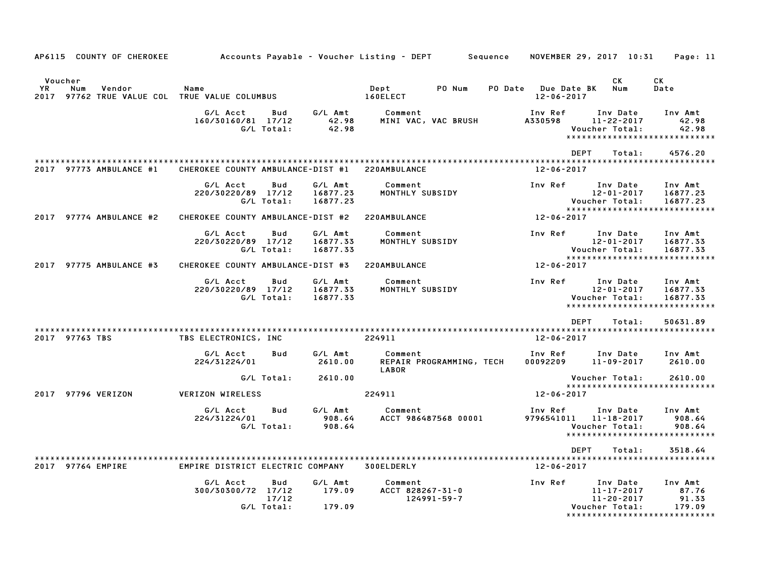AP6115 COUNTY OF CHEROKEE — Accounts Payable - Voucher Listing - DEPT — Sequence — NOVEMBER 29, 2017 10:31

| Voucher YR | Num | Vendor | Name | Dept | PO Num | PO Date | Due Date BK | CK Num | CK Date |
|---|---|---|---|---|---|---|---|---|---|
| 2017 | 97762 | TRUE VALUE COL | TRUE VALUE COLUMBUS | 160ELECT | | | 12-06-2017 | | |

| G/L Acct | Bud | G/L Amt | Comment | Inv Ref | Inv Date | Inv Amt |
|---|---|---|---|---|---|---|
| 160/30160/81 | 17/12 | 42.98 | MINI VAC, VAC BRUSH | A330598 | 11-22-2017 | 42.98 |
| | G/L Total: | 42.98 | | | Voucher Total: | 42.98 |

DEPT Total: 4576.20

| Voucher YR | Num | Vendor | Name | Dept | Due Date |
|---|---|---|---|---|---|
| 2017 | 97773 | AMBULANCE #1 | CHEROKEE COUNTY AMBULANCE-DIST #1 | 220AMBULANCE | 12-06-2017 |

| G/L Acct | Bud | G/L Amt | Comment | Inv Ref | Inv Date | Inv Amt |
|---|---|---|---|---|---|---|
| 220/30220/89 | 17/12 | 16877.23 | MONTHLY SUBSIDY | | 12-01-2017 | 16877.23 |
| | G/L Total: | 16877.23 | | | Voucher Total: | 16877.23 |

| Voucher YR | Num | Vendor | Name | Dept | Due Date |
|---|---|---|---|---|---|
| 2017 | 97774 | AMBULANCE #2 | CHEROKEE COUNTY AMBULANCE-DIST #2 | 220AMBULANCE | 12-06-2017 |

| G/L Acct | Bud | G/L Amt | Comment | Inv Ref | Inv Date | Inv Amt |
|---|---|---|---|---|---|---|
| 220/30220/89 | 17/12 | 16877.33 | MONTHLY SUBSIDY | | 12-01-2017 | 16877.33 |
| | G/L Total: | 16877.33 | | | Voucher Total: | 16877.33 |

| Voucher YR | Num | Vendor | Name | Dept | Due Date |
|---|---|---|---|---|---|
| 2017 | 97775 | AMBULANCE #3 | CHEROKEE COUNTY AMBULANCE-DIST #3 | 220AMBULANCE | 12-06-2017 |

| G/L Acct | Bud | G/L Amt | Comment | Inv Ref | Inv Date | Inv Amt |
|---|---|---|---|---|---|---|
| 220/30220/89 | 17/12 | 16877.33 | MONTHLY SUBSIDY | | 12-01-2017 | 16877.33 |
| | G/L Total: | 16877.33 | | | Voucher Total: | 16877.33 |

DEPT Total: 50631.89

| Voucher YR | Num | Vendor | Name | Dept | Due Date |
|---|---|---|---|---|---|
| 2017 | 97763 | TBS | TBS ELECTRONICS, INC | 224911 | 12-06-2017 |

| G/L Acct | Bud | G/L Amt | Comment | Inv Ref | Inv Date | Inv Amt |
|---|---|---|---|---|---|---|
| 224/31224/01 | | 2610.00 | REPAIR PROGRAMMING, TECH LABOR | 00092209 | 11-09-2017 | 2610.00 |
| | G/L Total: | 2610.00 | | | Voucher Total: | 2610.00 |

| Voucher YR | Num | Vendor | Name | Dept | Due Date |
|---|---|---|---|---|---|
| 2017 | 97796 | VERIZON | VERIZON WIRELESS | 224911 | 12-06-2017 |

| G/L Acct | Bud | G/L Amt | Comment | Inv Ref | Inv Date | Inv Amt |
|---|---|---|---|---|---|---|
| 224/31224/01 | | 908.64 | ACCT 986487568 00001 | 9796541011 | 11-18-2017 | 908.64 |
| | G/L Total: | 908.64 | | | Voucher Total: | 908.64 |

DEPT Total: 3518.64

| Voucher YR | Num | Vendor | Name | Dept | Due Date |
|---|---|---|---|---|---|
| 2017 | 97764 | EMPIRE | EMPIRE DISTRICT ELECTRIC COMPANY | 300ELDERLY | 12-06-2017 |

| G/L Acct | Bud | G/L Amt | Comment | Inv Ref | Inv Date | Inv Amt |
|---|---|---|---|---|---|---|
| 300/30300/72 | 17/12 | 179.09 | ACCT 828267-31-0 | | 11-17-2017 | 87.76 |
| | 17/12 | | 124991-59-7 | | 11-20-2017 | 91.33 |
| | G/L Total: | 179.09 | | | Voucher Total: | 179.09 |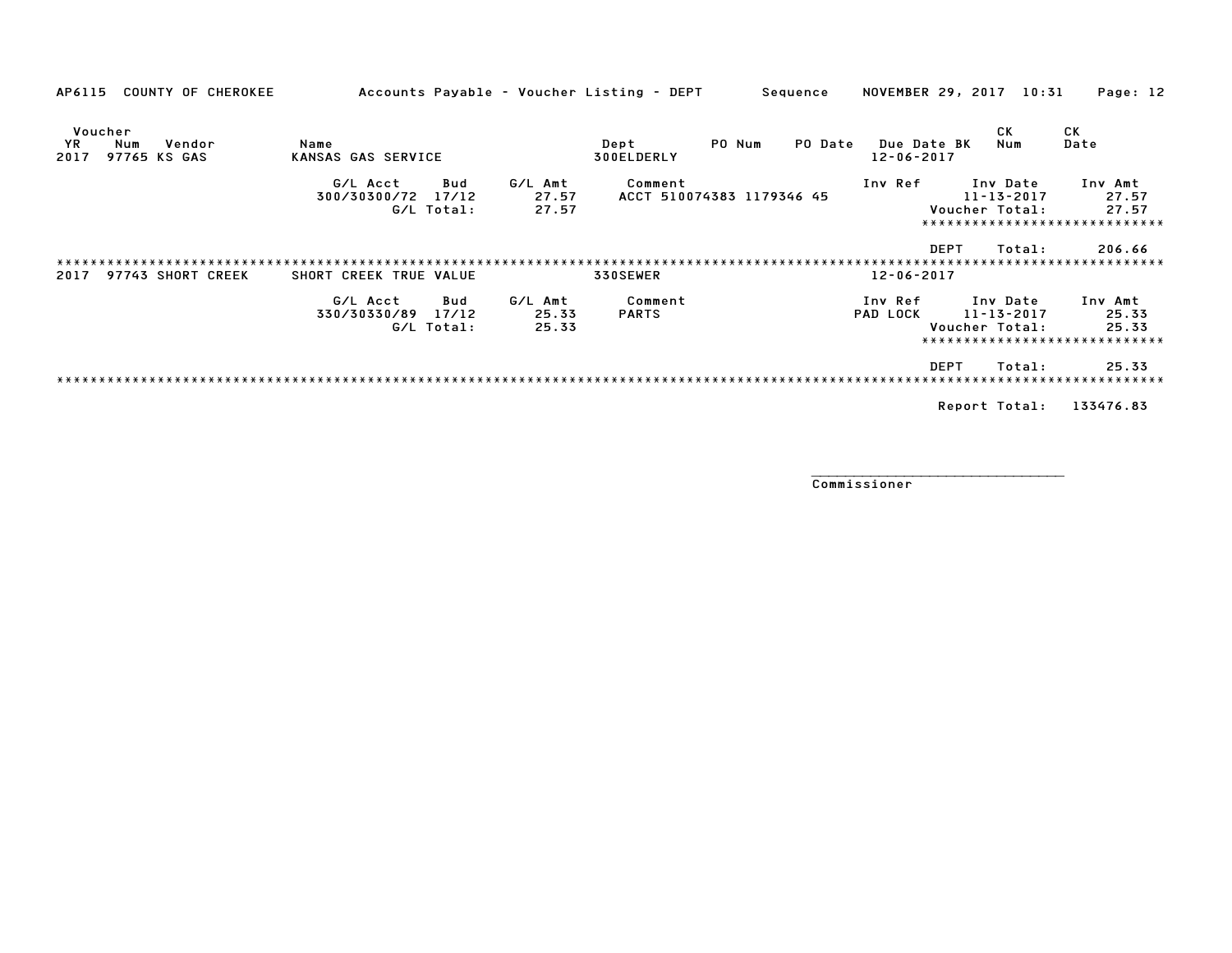AP6115 COUNTY OF CHEROKEE Accounts Payable - Voucher Listing - DEPT Sequence NOVEMBER 29, 2017 10:31

| Voucher YR | Num | Vendor | Name | Dept | PO Num | PO Date | Due Date BK | CK Num | CK Date |
|---|---|---|---|---|---|---|---|---|---|
| 2017 | 97765 | KS GAS | KANSAS GAS SERVICE | 300ELDERLY | | | 12-06-2017 | | |

| G/L Acct | Bud | G/L Amt | Comment | Inv Ref | Inv Date | Inv Amt |
|---|---|---|---|---|---|---|
| 300/30300/72 | 17/12 | 27.57 | ACCT 510074383 1179346 45 | | 11-13-2017 | 27.57 |
| | G/L Total: | 27.57 | | | Voucher Total: | 27.57 |

******************************

DEPT Total: 206.66

******************************

| Voucher YR | Num | Vendor | Name | Dept | PO Num | PO Date | Due Date BK | CK Num | CK Date |
|---|---|---|---|---|---|---|---|---|---|
| 2017 | 97743 | SHORT CREEK | SHORT CREEK TRUE VALUE | 330SEWER | | | 12-06-2017 | | |

| G/L Acct | Bud | G/L Amt | Comment | Inv Ref | Inv Date | Inv Amt |
|---|---|---|---|---|---|---|
| 330/30330/89 | 17/12 | 25.33 | PARTS | PAD LOCK | 11-13-2017 | 25.33 |
| | G/L Total: | 25.33 | | | Voucher Total: | 25.33 |

******************************

DEPT Total: 25.33

******************************

Report Total: 133476.83

_______________________________

Commissioner